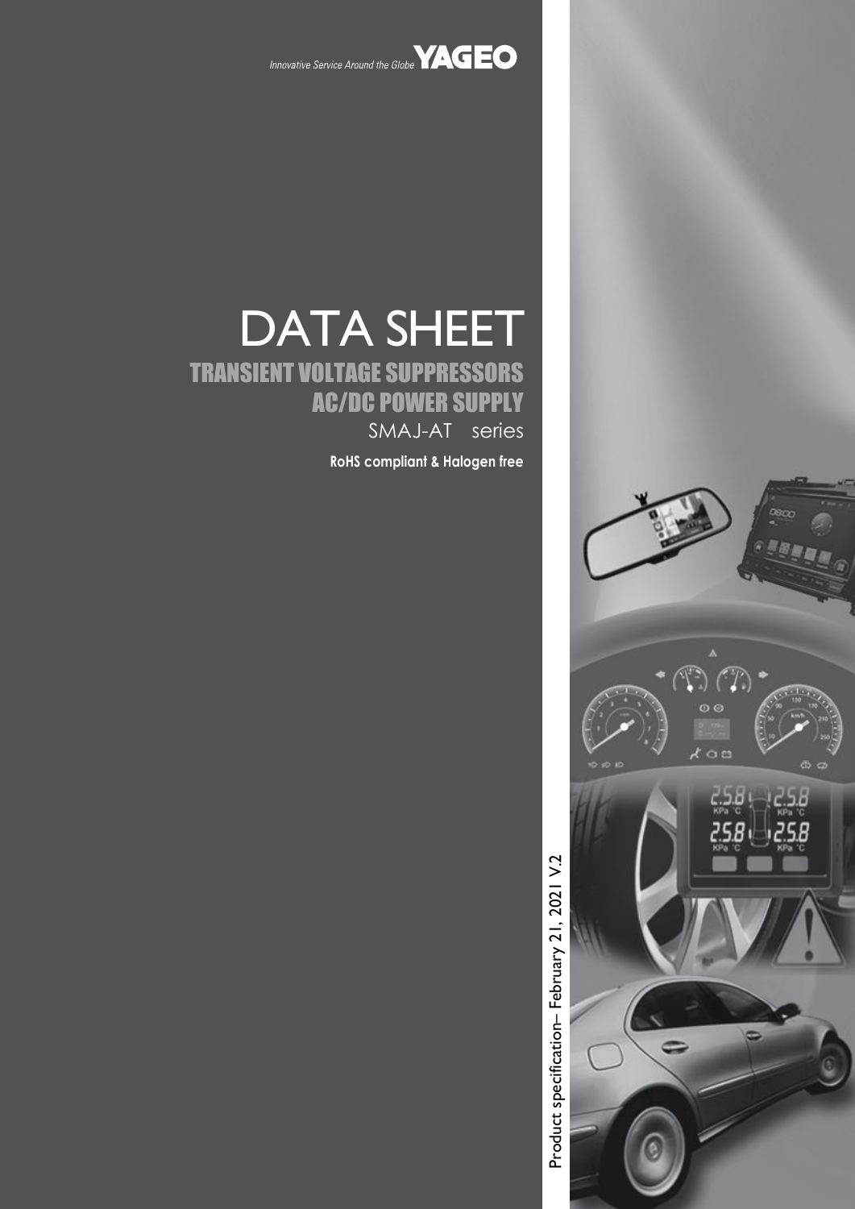Innovative Service Around the Globe **YAGEO**

# DATA SHEET

## TRANSIENT VOLTAGE SUPPRESSORS

## AC/DC POWER SUPPLY

SMAJ-AT series

**RoHS compliant & Halogen free**

Product specification– February 21, 2021 V.2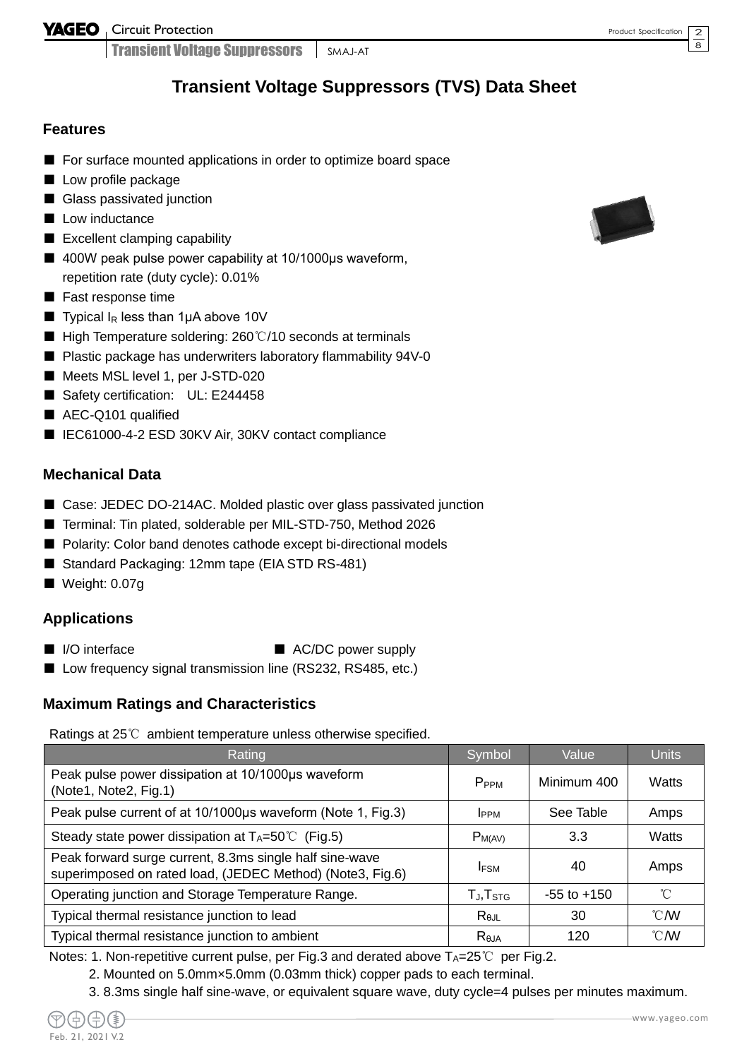# Transient Voltage Suppressors (TVS) Data Sheet

## Features

- For surface mounted applications in order to optimize board space
- Low profile package
- Glass passivated junction
- Low inductance
- Excellent clamping capability
- 400W peak pulse power capability at 10/1000μs waveform, repetition rate (duty cycle): 0.01%
- Fast response time
- Typical $I_R$ less than 1μA above 10V
- High Temperature soldering: 260℃/10 seconds at terminals
- Plastic package has underwriters laboratory flammability 94V-0
- Meets MSL level 1, per J-STD-020
- Safety certification: UL: E244458
- AEC-Q101 qualified
- IEC61000-4-2 ESD 30KV Air, 30KV contact compliance

## Mechanical Data

- Case: JEDEC DO-214AC. Molded plastic over glass passivated junction
- Terminal: Tin plated, solderable per MIL-STD-750, Method 2026
- Polarity: Color band denotes cathode except bi-directional models
- Standard Packaging: 12mm tape (EIA STD RS-481)
- Weight: 0.07g

## Applications

- I/O interface
- AC/DC power supply
- Low frequency signal transmission line (RS232, RS485, etc.)

## Maximum Ratings and Characteristics

Ratings at 25℃ ambient temperature unless otherwise specified.

| Rating | Symbol | Value | Units |
|---|---|---|---|
| Peak pulse power dissipation at 10/1000μs waveform (Note1, Note2, Fig.1) | $P_{PPM}$ | Minimum 400 | Watts |
| Peak pulse current of at 10/1000μs waveform (Note 1, Fig.3) | $I_{PPM}$ | See Table | Amps |
| Steady state power dissipation at $T_A$=50℃ (Fig.5) | $P_{M(AV)}$ | 3.3 | Watts |
| Peak forward surge current, 8.3ms single half sine-wave superimposed on rated load, (JEDEC Method) (Note3, Fig.6) | $I_{FSM}$ | 40 | Amps |
| Operating junction and Storage Temperature Range. | $T_J$,$T_{STG}$ | -55 to +150 | ℃ |
| Typical thermal resistance junction to lead | $R_{θJL}$ | 30 | ℃/W |
| Typical thermal resistance junction to ambient | $R_{θJA}$ | 120 | ℃/W |

Notes: 1. Non-repetitive current pulse, per Fig.3 and derated above $T_A$=25℃ per Fig.2.

2. Mounted on 5.0mm×5.0mm (0.03mm thick) copper pads to each terminal.

3. 8.3ms single half sine-wave, or equivalent square wave, duty cycle=4 pulses per minutes maximum.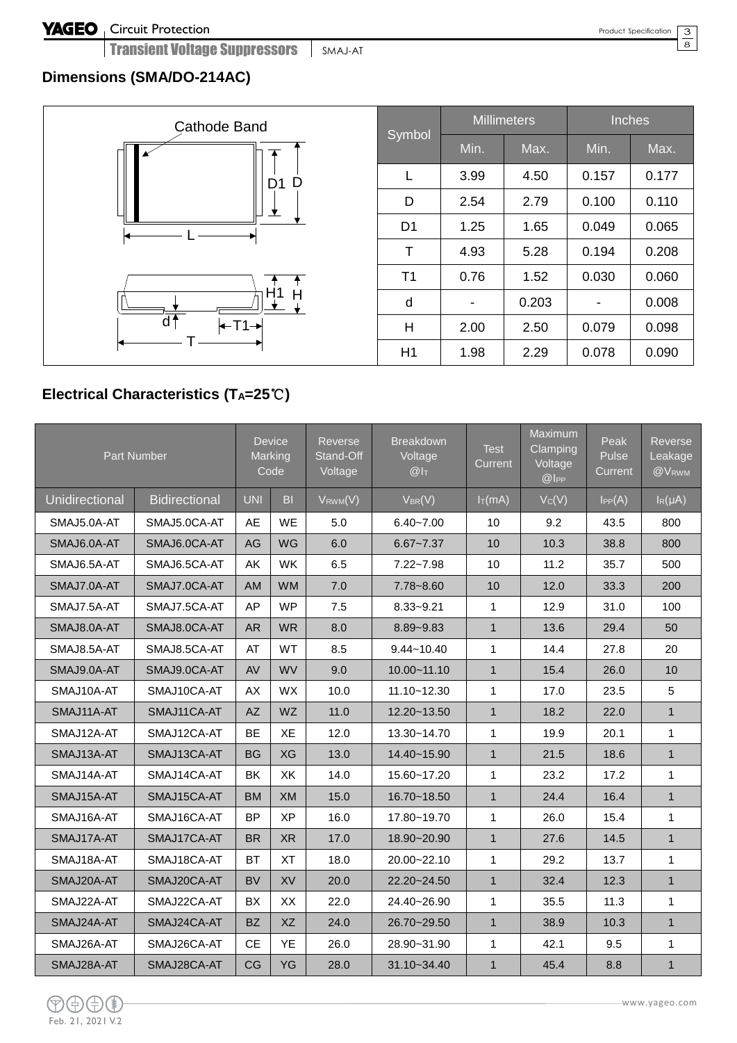## Dimensions (SMA/DO-214AC)

| Symbol | Millimeters | | Inches | |
|---|---|---|---|---|
| | Min. | Max. | Min. | Max. |
| L | 3.99 | 4.50 | 0.157 | 0.177 |
| D | 2.54 | 2.79 | 0.100 | 0.110 |
| D1 | 1.25 | 1.65 | 0.049 | 0.065 |
| T | 4.93 | 5.28 | 0.194 | 0.208 |
| T1 | 0.76 | 1.52 | 0.030 | 0.060 |
| d | - | 0.203 | - | 0.008 |
| H | 2.00 | 2.50 | 0.079 | 0.098 |
| H1 | 1.98 | 2.29 | 0.078 | 0.090 |

## Electrical Characteristics ($T_A$=25℃)

| Part Number | | Device Marking Code | | Reverse Stand-Off Voltage | Breakdown Voltage @$I_T$ | Test Current | Maximum Clamping Voltage @$I_{PP}$ | Peak Pulse Current | Reverse Leakage @$V_{RWM}$ |
|---|---|---|---|---|---|---|---|---|---|
| Unidirectional | Bidirectional | UNI | BI | $V_{RWM}$(V) | $V_{BR}$(V) | $I_T$(mA) | $V_C$(V) | $I_{PP}$(A) | $I_R$(μA) |
| SMAJ5.0A-AT | SMAJ5.0CA-AT | AE | WE | 5.0 | 6.40~7.00 | 10 | 9.2 | 43.5 | 800 |
| SMAJ6.0A-AT | SMAJ6.0CA-AT | AG | WG | 6.0 | 6.67~7.37 | 10 | 10.3 | 38.8 | 800 |
| SMAJ6.5A-AT | SMAJ6.5CA-AT | AK | WK | 6.5 | 7.22~7.98 | 10 | 11.2 | 35.7 | 500 |
| SMAJ7.0A-AT | SMAJ7.0CA-AT | AM | WM | 7.0 | 7.78~8.60 | 10 | 12.0 | 33.3 | 200 |
| SMAJ7.5A-AT | SMAJ7.5CA-AT | AP | WP | 7.5 | 8.33~9.21 | 1 | 12.9 | 31.0 | 100 |
| SMAJ8.0A-AT | SMAJ8.0CA-AT | AR | WR | 8.0 | 8.89~9.83 | 1 | 13.6 | 29.4 | 50 |
| SMAJ8.5A-AT | SMAJ8.5CA-AT | AT | WT | 8.5 | 9.44~10.40 | 1 | 14.4 | 27.8 | 20 |
| SMAJ9.0A-AT | SMAJ9.0CA-AT | AV | WV | 9.0 | 10.00~11.10 | 1 | 15.4 | 26.0 | 10 |
| SMAJ10A-AT | SMAJ10CA-AT | AX | WX | 10.0 | 11.10~12.30 | 1 | 17.0 | 23.5 | 5 |
| SMAJ11A-AT | SMAJ11CA-AT | AZ | WZ | 11.0 | 12.20~13.50 | 1 | 18.2 | 22.0 | 1 |
| SMAJ12A-AT | SMAJ12CA-AT | BE | XE | 12.0 | 13.30~14.70 | 1 | 19.9 | 20.1 | 1 |
| SMAJ13A-AT | SMAJ13CA-AT | BG | XG | 13.0 | 14.40~15.90 | 1 | 21.5 | 18.6 | 1 |
| SMAJ14A-AT | SMAJ14CA-AT | BK | XK | 14.0 | 15.60~17.20 | 1 | 23.2 | 17.2 | 1 |
| SMAJ15A-AT | SMAJ15CA-AT | BM | XM | 15.0 | 16.70~18.50 | 1 | 24.4 | 16.4 | 1 |
| SMAJ16A-AT | SMAJ16CA-AT | BP | XP | 16.0 | 17.80~19.70 | 1 | 26.0 | 15.4 | 1 |
| SMAJ17A-AT | SMAJ17CA-AT | BR | XR | 17.0 | 18.90~20.90 | 1 | 27.6 | 14.5 | 1 |
| SMAJ18A-AT | SMAJ18CA-AT | BT | XT | 18.0 | 20.00~22.10 | 1 | 29.2 | 13.7 | 1 |
| SMAJ20A-AT | SMAJ20CA-AT | BV | XV | 20.0 | 22.20~24.50 | 1 | 32.4 | 12.3 | 1 |
| SMAJ22A-AT | SMAJ22CA-AT | BX | XX | 22.0 | 24.40~26.90 | 1 | 35.5 | 11.3 | 1 |
| SMAJ24A-AT | SMAJ24CA-AT | BZ | XZ | 24.0 | 26.70~29.50 | 1 | 38.9 | 10.3 | 1 |
| SMAJ26A-AT | SMAJ26CA-AT | CE | YE | 26.0 | 28.90~31.90 | 1 | 42.1 | 9.5 | 1 |
| SMAJ28A-AT | SMAJ28CA-AT | CG | YG | 28.0 | 31.10~34.40 | 1 | 45.4 | 8.8 | 1 |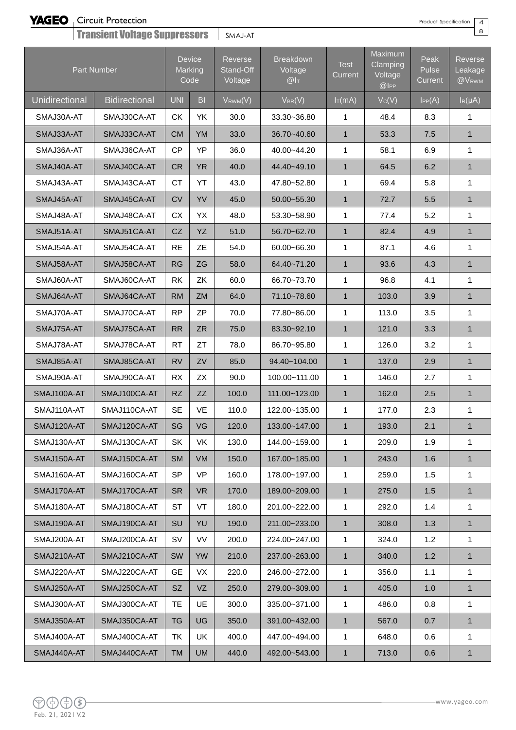| Part Number | | Device Marking Code | | Reverse Stand-Off Voltage | Breakdown Voltage @$I_T$ | Test Current | Maximum Clamping Voltage @$I_{PP}$ | Peak Pulse Current | Reverse Leakage @$V_{RWM}$ |
|---|---|---|---|---|---|---|---|---|---|
| Unidirectional | Bidirectional | UNI | BI | $V_{RWM}$(V) | $V_{BR}$(V) | $I_T$(mA) | $V_C$(V) | $I_{PP}$(A) | $I_R$(μA) |
| SMAJ30A-AT | SMAJ30CA-AT | CK | YK | 30.0 | 33.30~36.80 | 1 | 48.4 | 8.3 | 1 |
| SMAJ33A-AT | SMAJ33CA-AT | CM | YM | 33.0 | 36.70~40.60 | 1 | 53.3 | 7.5 | 1 |
| SMAJ36A-AT | SMAJ36CA-AT | CP | YP | 36.0 | 40.00~44.20 | 1 | 58.1 | 6.9 | 1 |
| SMAJ40A-AT | SMAJ40CA-AT | CR | YR | 40.0 | 44.40~49.10 | 1 | 64.5 | 6.2 | 1 |
| SMAJ43A-AT | SMAJ43CA-AT | CT | YT | 43.0 | 47.80~52.80 | 1 | 69.4 | 5.8 | 1 |
| SMAJ45A-AT | SMAJ45CA-AT | CV | YV | 45.0 | 50.00~55.30 | 1 | 72.7 | 5.5 | 1 |
| SMAJ48A-AT | SMAJ48CA-AT | CX | YX | 48.0 | 53.30~58.90 | 1 | 77.4 | 5.2 | 1 |
| SMAJ51A-AT | SMAJ51CA-AT | CZ | YZ | 51.0 | 56.70~62.70 | 1 | 82.4 | 4.9 | 1 |
| SMAJ54A-AT | SMAJ54CA-AT | RE | ZE | 54.0 | 60.00~66.30 | 1 | 87.1 | 4.6 | 1 |
| SMAJ58A-AT | SMAJ58CA-AT | RG | ZG | 58.0 | 64.40~71.20 | 1 | 93.6 | 4.3 | 1 |
| SMAJ60A-AT | SMAJ60CA-AT | RK | ZK | 60.0 | 66.70~73.70 | 1 | 96.8 | 4.1 | 1 |
| SMAJ64A-AT | SMAJ64CA-AT | RM | ZM | 64.0 | 71.10~78.60 | 1 | 103.0 | 3.9 | 1 |
| SMAJ70A-AT | SMAJ70CA-AT | RP | ZP | 70.0 | 77.80~86.00 | 1 | 113.0 | 3.5 | 1 |
| SMAJ75A-AT | SMAJ75CA-AT | RR | ZR | 75.0 | 83.30~92.10 | 1 | 121.0 | 3.3 | 1 |
| SMAJ78A-AT | SMAJ78CA-AT | RT | ZT | 78.0 | 86.70~95.80 | 1 | 126.0 | 3.2 | 1 |
| SMAJ85A-AT | SMAJ85CA-AT | RV | ZV | 85.0 | 94.40~104.00 | 1 | 137.0 | 2.9 | 1 |
| SMAJ90A-AT | SMAJ90CA-AT | RX | ZX | 90.0 | 100.00~111.00 | 1 | 146.0 | 2.7 | 1 |
| SMAJ100A-AT | SMAJ100CA-AT | RZ | ZZ | 100.0 | 111.00~123.00 | 1 | 162.0 | 2.5 | 1 |
| SMAJ110A-AT | SMAJ110CA-AT | SE | VE | 110.0 | 122.00~135.00 | 1 | 177.0 | 2.3 | 1 |
| SMAJ120A-AT | SMAJ120CA-AT | SG | VG | 120.0 | 133.00~147.00 | 1 | 193.0 | 2.1 | 1 |
| SMAJ130A-AT | SMAJ130CA-AT | SK | VK | 130.0 | 144.00~159.00 | 1 | 209.0 | 1.9 | 1 |
| SMAJ150A-AT | SMAJ150CA-AT | SM | VM | 150.0 | 167.00~185.00 | 1 | 243.0 | 1.6 | 1 |
| SMAJ160A-AT | SMAJ160CA-AT | SP | VP | 160.0 | 178.00~197.00 | 1 | 259.0 | 1.5 | 1 |
| SMAJ170A-AT | SMAJ170CA-AT | SR | VR | 170.0 | 189.00~209.00 | 1 | 275.0 | 1.5 | 1 |
| SMAJ180A-AT | SMAJ180CA-AT | ST | VT | 180.0 | 201.00~222.00 | 1 | 292.0 | 1.4 | 1 |
| SMAJ190A-AT | SMAJ190CA-AT | SU | YU | 190.0 | 211.00~233.00 | 1 | 308.0 | 1.3 | 1 |
| SMAJ200A-AT | SMAJ200CA-AT | SV | VV | 200.0 | 224.00~247.00 | 1 | 324.0 | 1.2 | 1 |
| SMAJ210A-AT | SMAJ210CA-AT | SW | YW | 210.0 | 237.00~263.00 | 1 | 340.0 | 1.2 | 1 |
| SMAJ220A-AT | SMAJ220CA-AT | GE | VX | 220.0 | 246.00~272.00 | 1 | 356.0 | 1.1 | 1 |
| SMAJ250A-AT | SMAJ250CA-AT | SZ | VZ | 250.0 | 279.00~309.00 | 1 | 405.0 | 1.0 | 1 |
| SMAJ300A-AT | SMAJ300CA-AT | TE | UE | 300.0 | 335.00~371.00 | 1 | 486.0 | 0.8 | 1 |
| SMAJ350A-AT | SMAJ350CA-AT | TG | UG | 350.0 | 391.00~432.00 | 1 | 567.0 | 0.7 | 1 |
| SMAJ400A-AT | SMAJ400CA-AT | TK | UK | 400.0 | 447.00~494.00 | 1 | 648.0 | 0.6 | 1 |
| SMAJ440A-AT | SMAJ440CA-AT | TM | UM | 440.0 | 492.00~543.00 | 1 | 713.0 | 0.6 | 1 |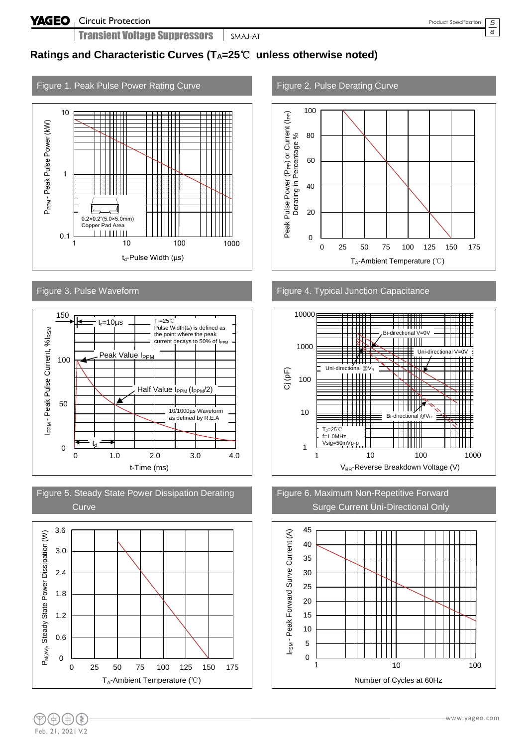## Ratings and Characteristic Curves ($T_A$=25℃ unless otherwise noted)

Figure 1. Peak Pulse Power Rating Curve

Figure 2. Pulse Derating Curve

Figure 3. Pulse Waveform

Figure 4. Typical Junction Capacitance

Figure 5. Steady State Power Dissipation Derating Curve

Figure 6. Maximum Non-Repetitive Forward Surge Current Uni-Directional Only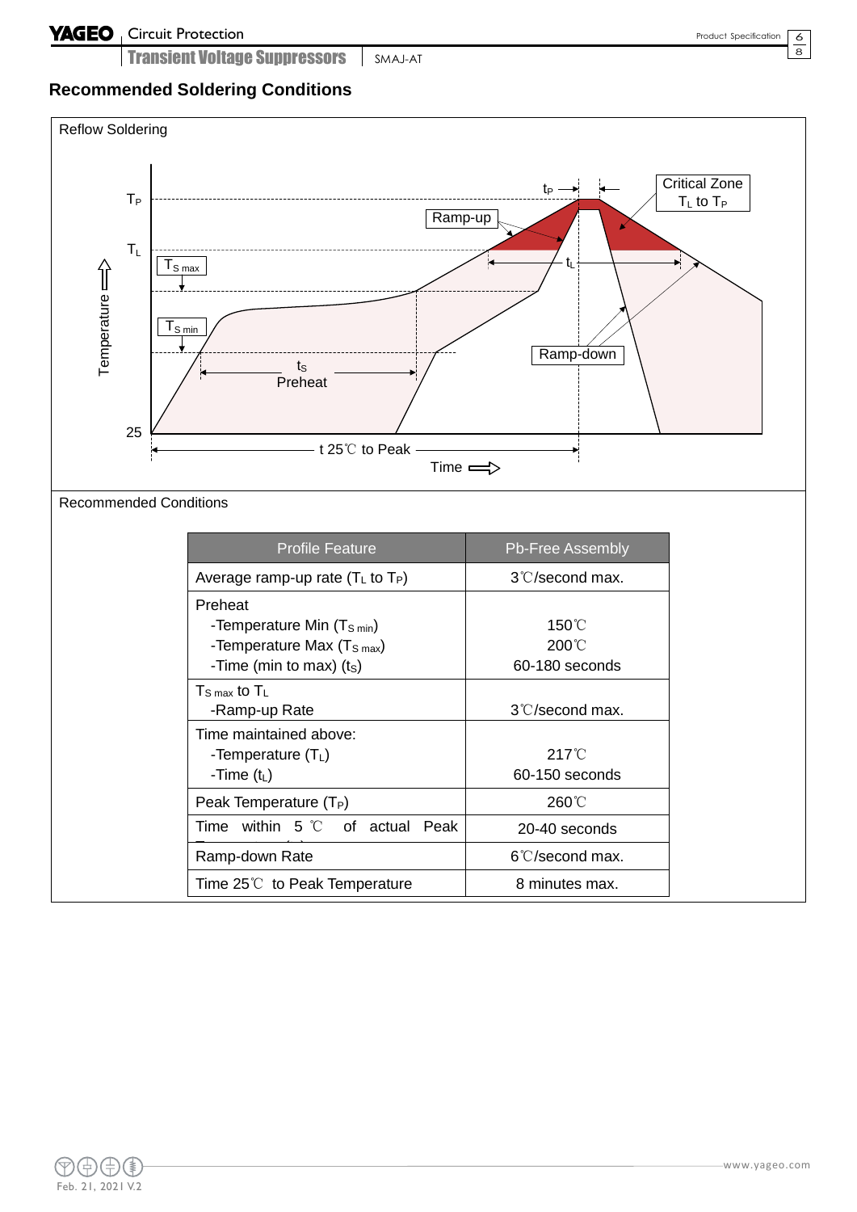## Recommended Soldering Conditions

Reflow Soldering

Recommended Conditions

| Profile Feature | Pb-Free Assembly |
|---|---|
| Average ramp-up rate ($T_L$ to $T_P$) | 3℃/second max. |
| Preheat<br>-Temperature Min ($T_{S\ min}$)<br>-Temperature Max ($T_{S\ max}$)<br>-Time (min to max) ($t_S$) | <br>150℃<br>200℃<br>60-180 seconds |
| $T_{S\ max}$ to $T_L$<br>-Ramp-up Rate | <br>3℃/second max. |
| Time maintained above:<br>-Temperature ($T_L$)<br>-Time ($t_L$) | <br>217℃<br>60-150 seconds |
| Peak Temperature ($T_P$) | 260℃ |
| Time within 5 ℃ of actual Peak Temperature ($t_P$) | 20-40 seconds |
| Ramp-down Rate | 6℃/second max. |
| Time 25℃ to Peak Temperature | 8 minutes max. |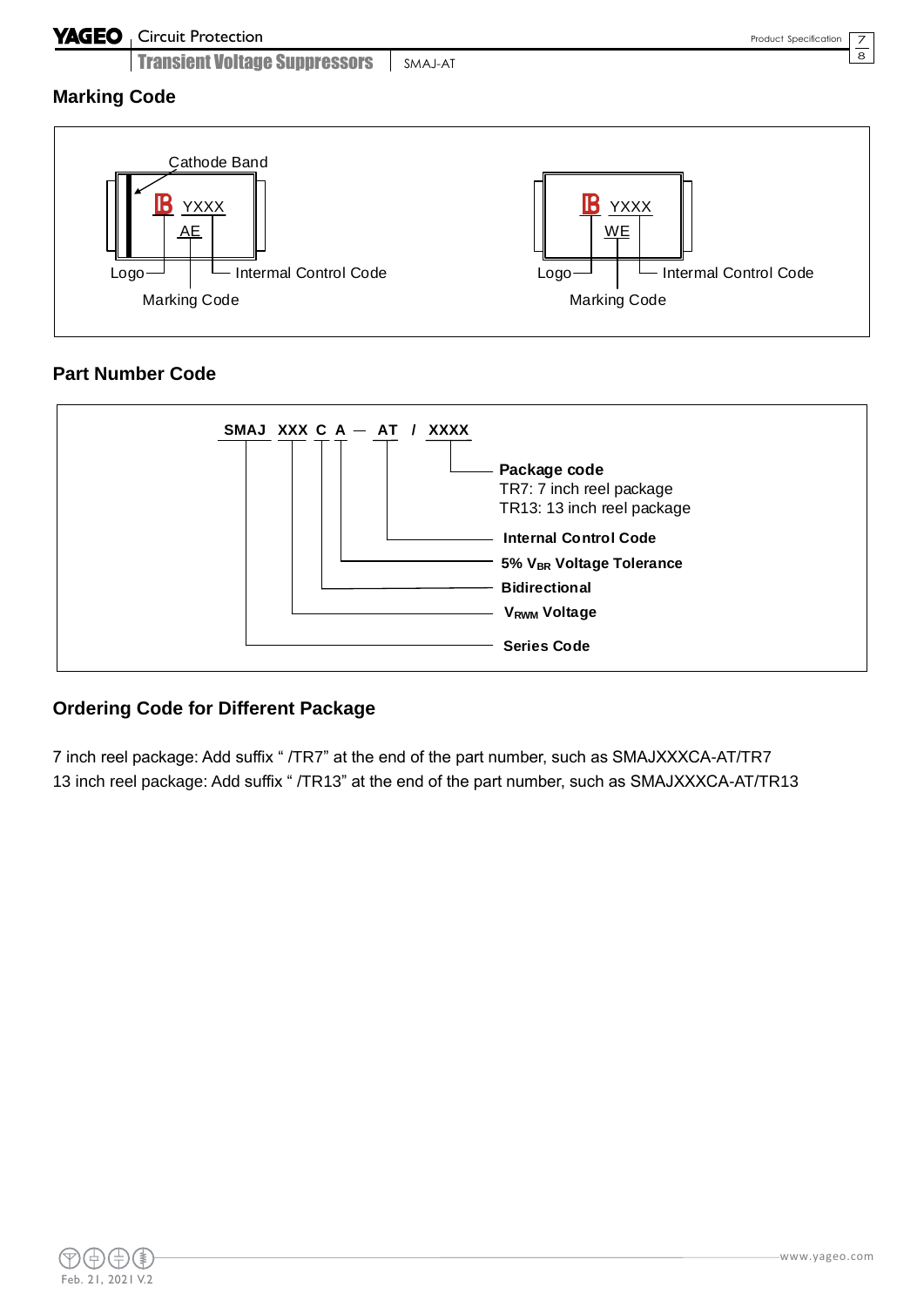## Marking Code

Cathode Band

YXXX
AE

Logo — Marking Code — Internal Control Code

YXXX
WE

Logo — Marking Code — Internal Control Code

## Part Number Code

**SMAJ XXX C A — AT / XXXX**

- **Package code**
  TR7: 7 inch reel package
  TR13: 13 inch reel package
- **Internal Control Code**
- **5% $V_{BR}$ Voltage Tolerance**
- **Bidirectional**
- **$V_{RWM}$ Voltage**
- **Series Code**

## Ordering Code for Different Package

7 inch reel package: Add suffix " /TR7" at the end of the part number, such as SMAJXXXCA-AT/TR7
13 inch reel package: Add suffix " /TR13" at the end of the part number, such as SMAJXXXCA-AT/TR13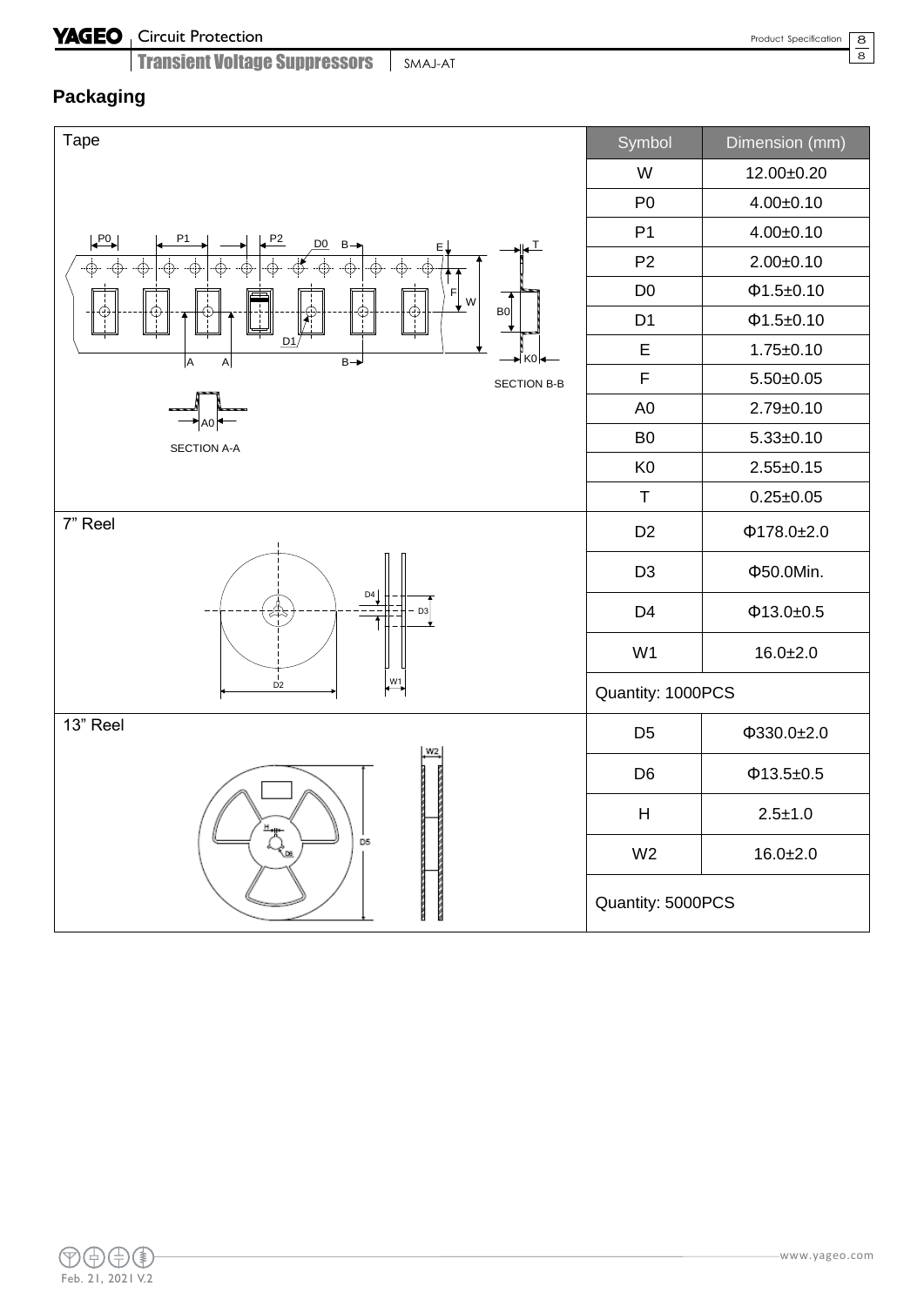## Packaging

| | Symbol | Dimension (mm) |
|---|---|---|
| Tape | W | 12.00±0.20 |
| | P0 | 4.00±0.10 |
| | P1 | 4.00±0.10 |
| | P2 | 2.00±0.10 |
| | D0 | Φ1.5±0.10 |
| | D1 | Φ1.5±0.10 |
| | E | 1.75±0.10 |
| | F | 5.50±0.05 |
| | A0 | 2.79±0.10 |
| | B0 | 5.33±0.10 |
| | K0 | 2.55±0.15 |
| | T | 0.25±0.05 |
| 7" Reel | D2 | Φ178.0±2.0 |
| | D3 | Φ50.0Min. |
| | D4 | Φ13.0±0.5 |
| | W1 | 16.0±2.0 |
| | Quantity: 1000PCS | |
| 13" Reel | D5 | Φ330.0±2.0 |
| | D6 | Φ13.5±0.5 |
| | H | 2.5±1.0 |
| | W2 | 16.0±2.0 |
| | Quantity: 5000PCS | |

SECTION A-A

SECTION B-B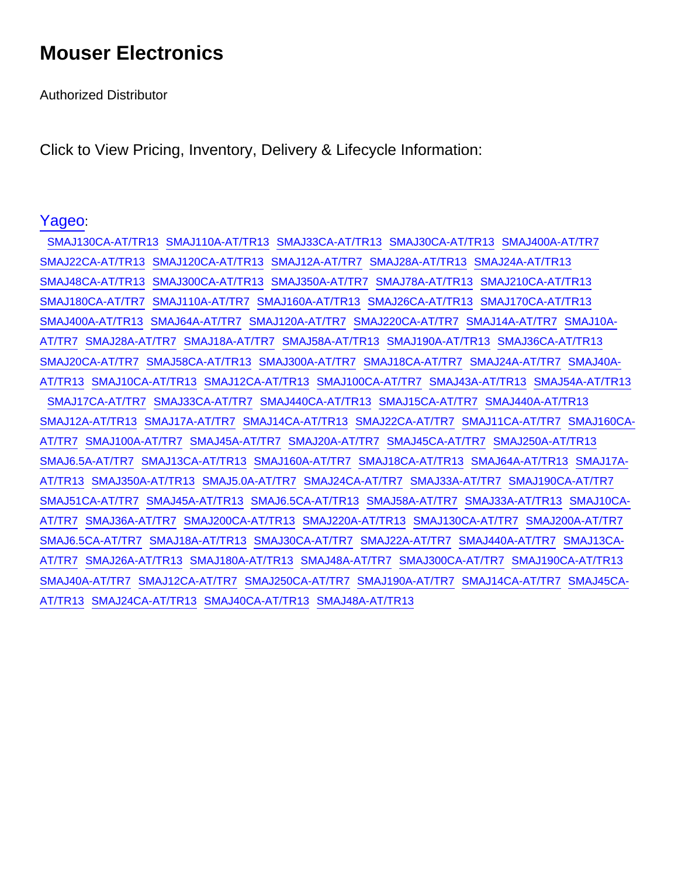# Mouser Electronics

Authorized Distributor

Click to View Pricing, Inventory, Delivery & Lifecycle Information:

Yageo:

SMAJ130CA-AT/TR13 SMAJ110A-AT/TR13 SMAJ33CA-AT/TR13 SMAJ30CA-AT/TR13 SMAJ400A-AT/TR7 SMAJ22CA-AT/TR13 SMAJ120CA-AT/TR13 SMAJ12A-AT/TR7 SMAJ28A-AT/TR13 SMAJ24A-AT/TR13 SMAJ48CA-AT/TR13 SMAJ300CA-AT/TR13 SMAJ350A-AT/TR7 SMAJ78A-AT/TR13 SMAJ210CA-AT/TR13 SMAJ180CA-AT/TR7 SMAJ110A-AT/TR7 SMAJ160A-AT/TR13 SMAJ26CA-AT/TR13 SMAJ170CA-AT/TR13 SMAJ400A-AT/TR13 SMAJ64A-AT/TR7 SMAJ120A-AT/TR7 SMAJ220CA-AT/TR7 SMAJ14A-AT/TR7 SMAJ10A-AT/TR7 SMAJ28A-AT/TR7 SMAJ18A-AT/TR7 SMAJ58A-AT/TR13 SMAJ190A-AT/TR13 SMAJ36CA-AT/TR13 SMAJ20CA-AT/TR7 SMAJ58CA-AT/TR13 SMAJ300A-AT/TR7 SMAJ18CA-AT/TR7 SMAJ24A-AT/TR7 SMAJ40A-AT/TR13 SMAJ10CA-AT/TR13 SMAJ12CA-AT/TR13 SMAJ100CA-AT/TR7 SMAJ43A-AT/TR13 SMAJ54A-AT/TR13 SMAJ17CA-AT/TR7 SMAJ33CA-AT/TR7 SMAJ440CA-AT/TR13 SMAJ15CA-AT/TR7 SMAJ440A-AT/TR13 SMAJ12A-AT/TR13 SMAJ17A-AT/TR7 SMAJ14CA-AT/TR13 SMAJ22CA-AT/TR7 SMAJ11CA-AT/TR7 SMAJ160CA-AT/TR7 SMAJ100A-AT/TR7 SMAJ45A-AT/TR7 SMAJ20A-AT/TR7 SMAJ45CA-AT/TR7 SMAJ250A-AT/TR13 SMAJ6.5A-AT/TR7 SMAJ13CA-AT/TR13 SMAJ160A-AT/TR7 SMAJ18CA-AT/TR13 SMAJ64A-AT/TR13 SMAJ17A-AT/TR13 SMAJ350A-AT/TR13 SMAJ5.0A-AT/TR7 SMAJ24CA-AT/TR7 SMAJ33A-AT/TR7 SMAJ190CA-AT/TR7 SMAJ51CA-AT/TR7 SMAJ45A-AT/TR13 SMAJ6.5CA-AT/TR13 SMAJ58A-AT/TR7 SMAJ33A-AT/TR13 SMAJ10CA-AT/TR7 SMAJ36A-AT/TR7 SMAJ200CA-AT/TR13 SMAJ220A-AT/TR13 SMAJ130CA-AT/TR7 SMAJ200A-AT/TR7 SMAJ6.5CA-AT/TR7 SMAJ18A-AT/TR13 SMAJ30CA-AT/TR7 SMAJ22A-AT/TR7 SMAJ440A-AT/TR7 SMAJ13CA-AT/TR7 SMAJ26A-AT/TR13 SMAJ180A-AT/TR13 SMAJ48A-AT/TR7 SMAJ300CA-AT/TR7 SMAJ190CA-AT/TR13 SMAJ40A-AT/TR7 SMAJ12CA-AT/TR7 SMAJ250CA-AT/TR7 SMAJ190A-AT/TR7 SMAJ14CA-AT/TR7 SMAJ45CA-AT/TR13 SMAJ24CA-AT/TR13 SMAJ40CA-AT/TR13 SMAJ48A-AT/TR13